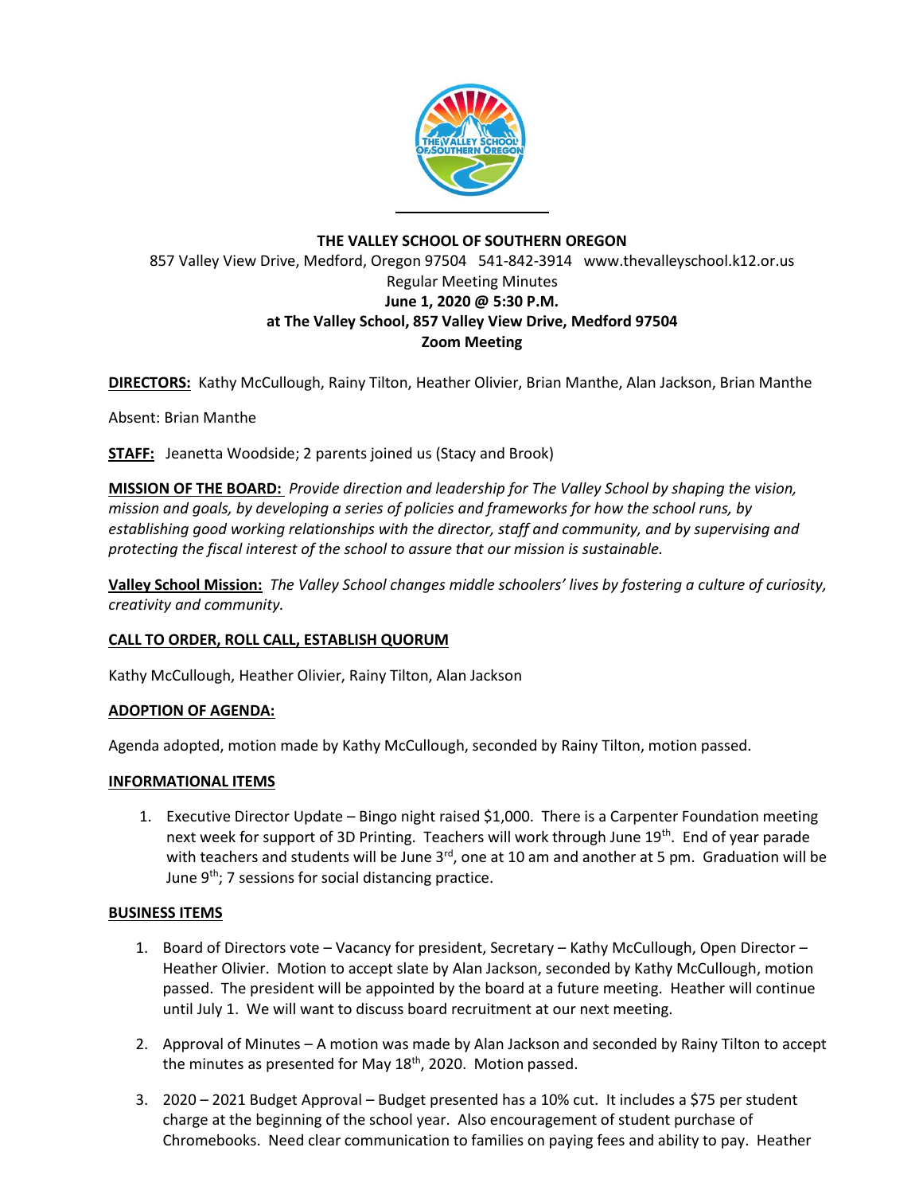**THE VALLEY SCHOOL OF SOUTHERN OREGON**

857 Valley View Drive, Medford, Oregon 97504 541-842-3914 www.thevalleyschool.k12.or.us

Regular Meeting Minutes

**June 1, 2020 @ 5:30 P.M.**

**at The Valley School, 857 Valley View Drive, Medford 97504**

**Zoom Meeting**

**DIRECTORS:** Kathy McCullough, Rainy Tilton, Heather Olivier, Brian Manthe, Alan Jackson, Brian Manthe

Absent: Brian Manthe

**STAFF:** Jeanetta Woodside; 2 parents joined us (Stacy and Brook)

**MISSION OF THE BOARD:** *Provide direction and leadership for The Valley School by shaping the vision, mission and goals, by developing a series of policies and frameworks for how the school runs, by establishing good working relationships with the director, staff and community, and by supervising and protecting the fiscal interest of the school to assure that our mission is sustainable.*

**Valley School Mission:** *The Valley School changes middle schoolers' lives by fostering a culture of curiosity, creativity and community.*

**CALL TO ORDER, ROLL CALL, ESTABLISH QUORUM**

Kathy McCullough, Heather Olivier, Rainy Tilton, Alan Jackson

**ADOPTION OF AGENDA:**

Agenda adopted, motion made by Kathy McCullough, seconded by Rainy Tilton, motion passed.

**INFORMATIONAL ITEMS**

1. Executive Director Update – Bingo night raised $1,000. There is a Carpenter Foundation meeting next week for support of 3D Printing. Teachers will work through June 19th. End of year parade with teachers and students will be June 3rd, one at 10 am and another at 5 pm. Graduation will be June 9th; 7 sessions for social distancing practice.

**BUSINESS ITEMS**

1. Board of Directors vote – Vacancy for president, Secretary – Kathy McCullough, Open Director – Heather Olivier. Motion to accept slate by Alan Jackson, seconded by Kathy McCullough, motion passed. The president will be appointed by the board at a future meeting. Heather will continue until July 1. We will want to discuss board recruitment at our next meeting.

2. Approval of Minutes – A motion was made by Alan Jackson and seconded by Rainy Tilton to accept the minutes as presented for May 18th, 2020. Motion passed.

3. 2020 – 2021 Budget Approval – Budget presented has a 10% cut. It includes a $75 per student charge at the beginning of the school year. Also encouragement of student purchase of Chromebooks. Need clear communication to families on paying fees and ability to pay. Heather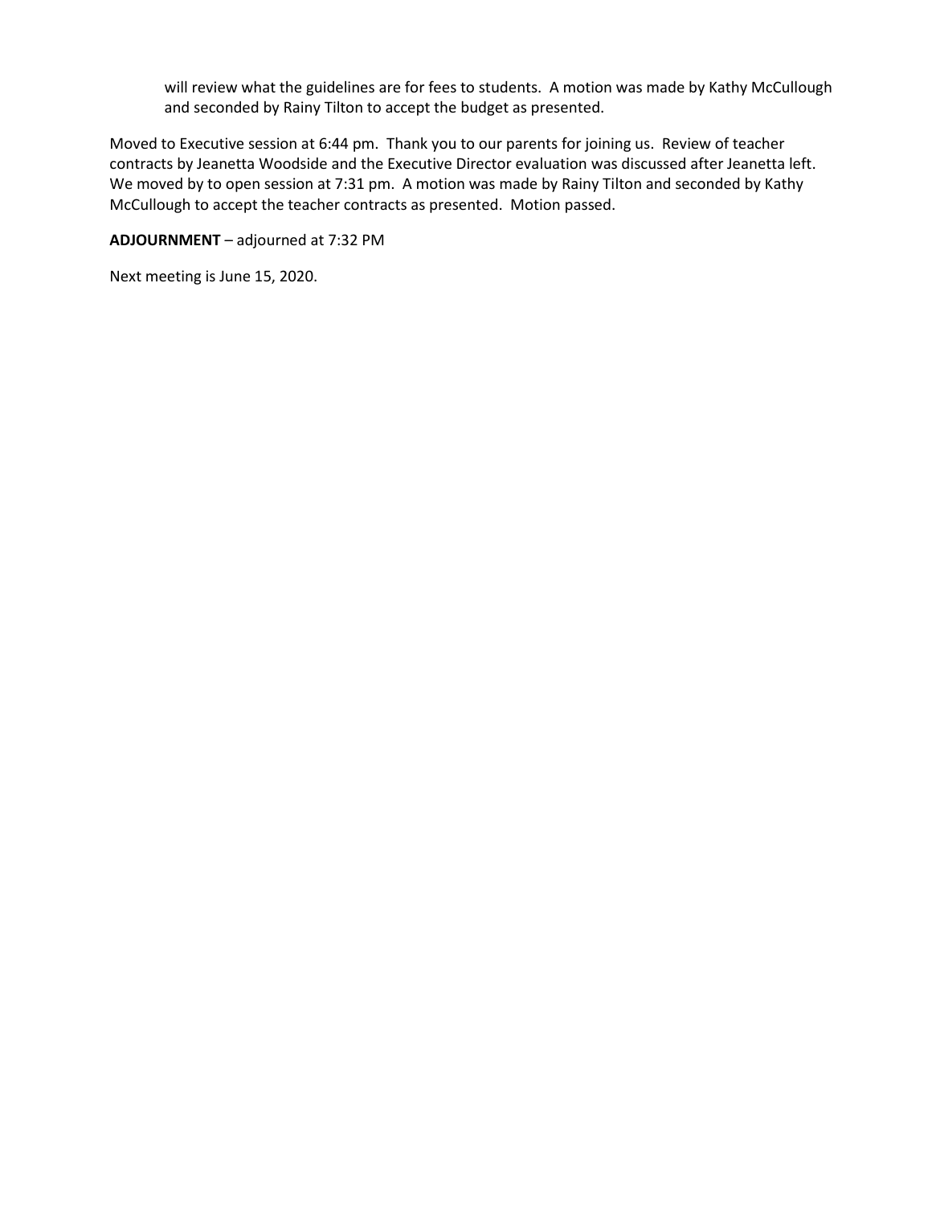will review what the guidelines are for fees to students. A motion was made by Kathy McCullough and seconded by Rainy Tilton to accept the budget as presented.

Moved to Executive session at 6:44 pm. Thank you to our parents for joining us. Review of teacher contracts by Jeanetta Woodside and the Executive Director evaluation was discussed after Jeanetta left. We moved by to open session at 7:31 pm. A motion was made by Rainy Tilton and seconded by Kathy McCullough to accept the teacher contracts as presented. Motion passed.

**ADJOURNMENT** – adjourned at 7:32 PM

Next meeting is June 15, 2020.